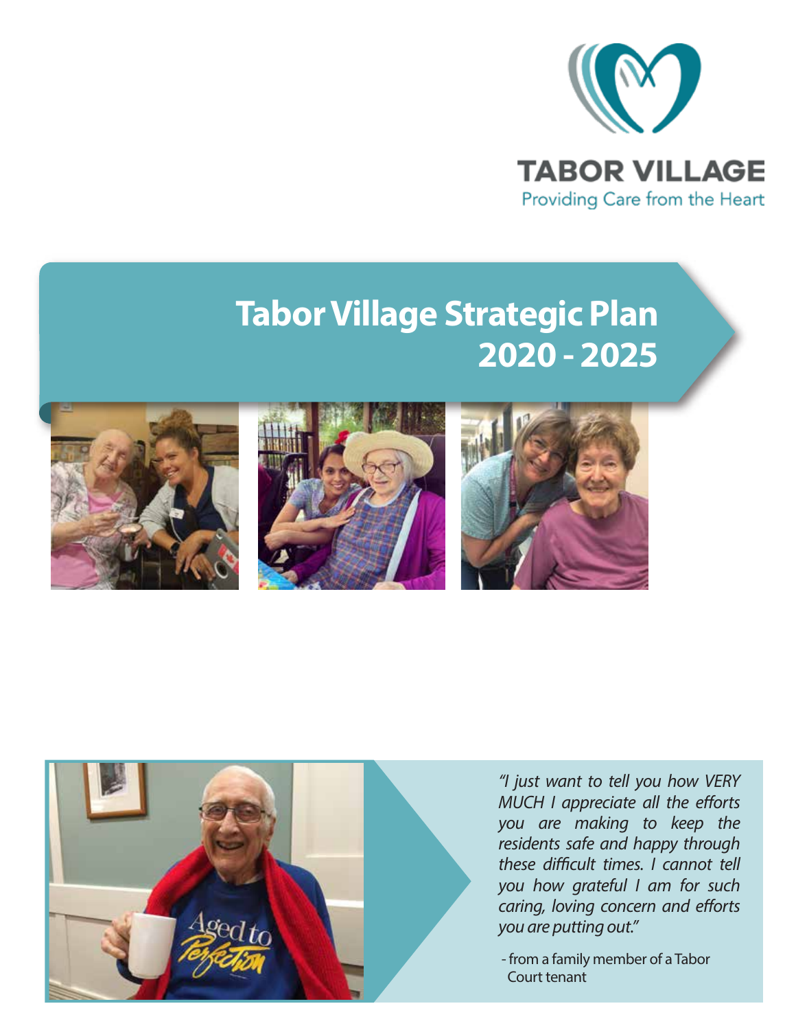TABOR VILLAGE

Providing Care from the Heart

# Tabor Village Strategic Plan 2020 - 2025

*"I just want to tell you how VERY MUCH I appreciate all the efforts you are making to keep the residents safe and happy through these difficult times. I cannot tell you how grateful I am for such caring, loving concern and efforts you are putting out."*

- from a family member of a Tabor Court tenant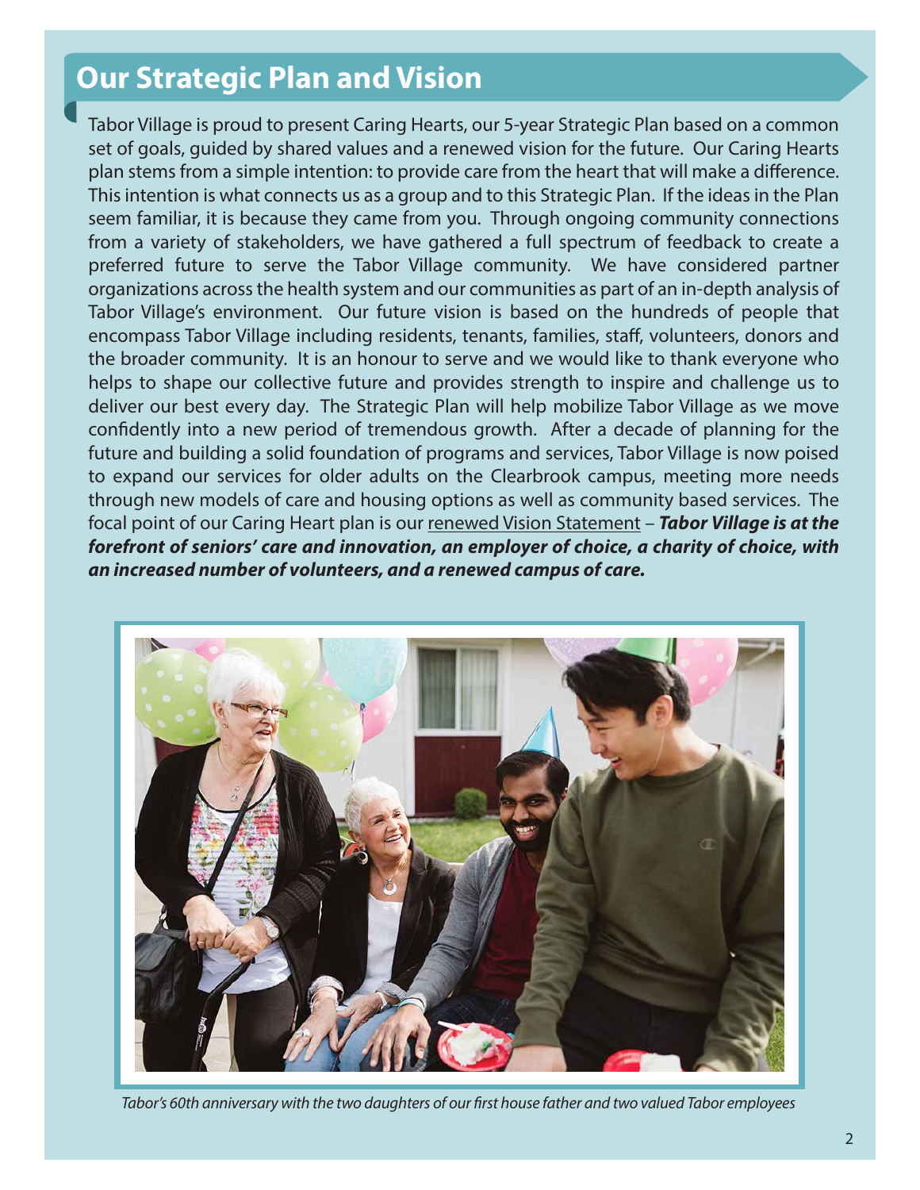## Our Strategic Plan and Vision

Tabor Village is proud to present Caring Hearts, our 5-year Strategic Plan based on a common set of goals, guided by shared values and a renewed vision for the future. Our Caring Hearts plan stems from a simple intention: to provide care from the heart that will make a difference. This intention is what connects us as a group and to this Strategic Plan. If the ideas in the Plan seem familiar, it is because they came from you. Through ongoing community connections from a variety of stakeholders, we have gathered a full spectrum of feedback to create a preferred future to serve the Tabor Village community. We have considered partner organizations across the health system and our communities as part of an in-depth analysis of Tabor Village's environment. Our future vision is based on the hundreds of people that encompass Tabor Village including residents, tenants, families, staff, volunteers, donors and the broader community. It is an honour to serve and we would like to thank everyone who helps to shape our collective future and provides strength to inspire and challenge us to deliver our best every day. The Strategic Plan will help mobilize Tabor Village as we move confidently into a new period of tremendous growth. After a decade of planning for the future and building a solid foundation of programs and services, Tabor Village is now poised to expand our services for older adults on the Clearbrook campus, meeting more needs through new models of care and housing options as well as community based services. The focal point of our Caring Heart plan is our renewed Vision Statement – ***Tabor Village is at the forefront of seniors' care and innovation, an employer of choice, a charity of choice, with an increased number of volunteers, and a renewed campus of care.***

*Tabor's 60th anniversary with the two daughters of our first house father and two valued Tabor employees*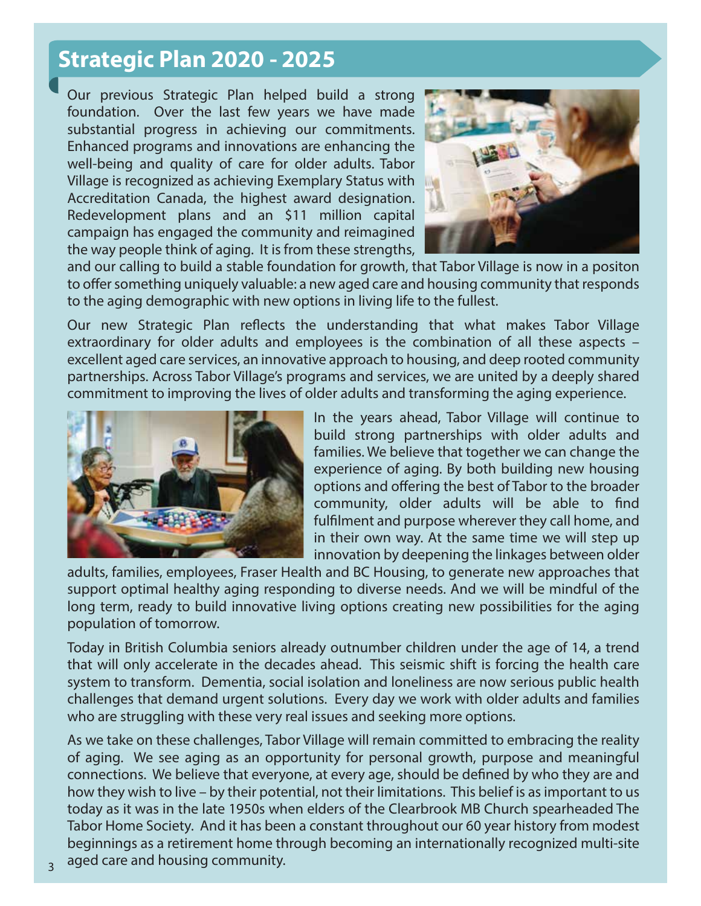# Strategic Plan 2020 - 2025

Our previous Strategic Plan helped build a strong foundation. Over the last few years we have made substantial progress in achieving our commitments. Enhanced programs and innovations are enhancing the well-being and quality of care for older adults. Tabor Village is recognized as achieving Exemplary Status with Accreditation Canada, the highest award designation. Redevelopment plans and an $11 million capital campaign has engaged the community and reimagined the way people think of aging. It is from these strengths, and our calling to build a stable foundation for growth, that Tabor Village is now in a positon to offer something uniquely valuable: a new aged care and housing community that responds to the aging demographic with new options in living life to the fullest.

Our new Strategic Plan reflects the understanding that what makes Tabor Village extraordinary for older adults and employees is the combination of all these aspects – excellent aged care services, an innovative approach to housing, and deep rooted community partnerships. Across Tabor Village's programs and services, we are united by a deeply shared commitment to improving the lives of older adults and transforming the aging experience.

In the years ahead, Tabor Village will continue to build strong partnerships with older adults and families. We believe that together we can change the experience of aging. By both building new housing options and offering the best of Tabor to the broader community, older adults will be able to find fulfilment and purpose wherever they call home, and in their own way. At the same time we will step up innovation by deepening the linkages between older adults, families, employees, Fraser Health and BC Housing, to generate new approaches that support optimal healthy aging responding to diverse needs. And we will be mindful of the long term, ready to build innovative living options creating new possibilities for the aging population of tomorrow.

Today in British Columbia seniors already outnumber children under the age of 14, a trend that will only accelerate in the decades ahead. This seismic shift is forcing the health care system to transform. Dementia, social isolation and loneliness are now serious public health challenges that demand urgent solutions. Every day we work with older adults and families who are struggling with these very real issues and seeking more options.

As we take on these challenges, Tabor Village will remain committed to embracing the reality of aging. We see aging as an opportunity for personal growth, purpose and meaningful connections. We believe that everyone, at every age, should be defined by who they are and how they wish to live – by their potential, not their limitations. This belief is as important to us today as it was in the late 1950s when elders of the Clearbrook MB Church spearheaded The Tabor Home Society. And it has been a constant throughout our 60 year history from modest beginnings as a retirement home through becoming an internationally recognized multi-site aged care and housing community.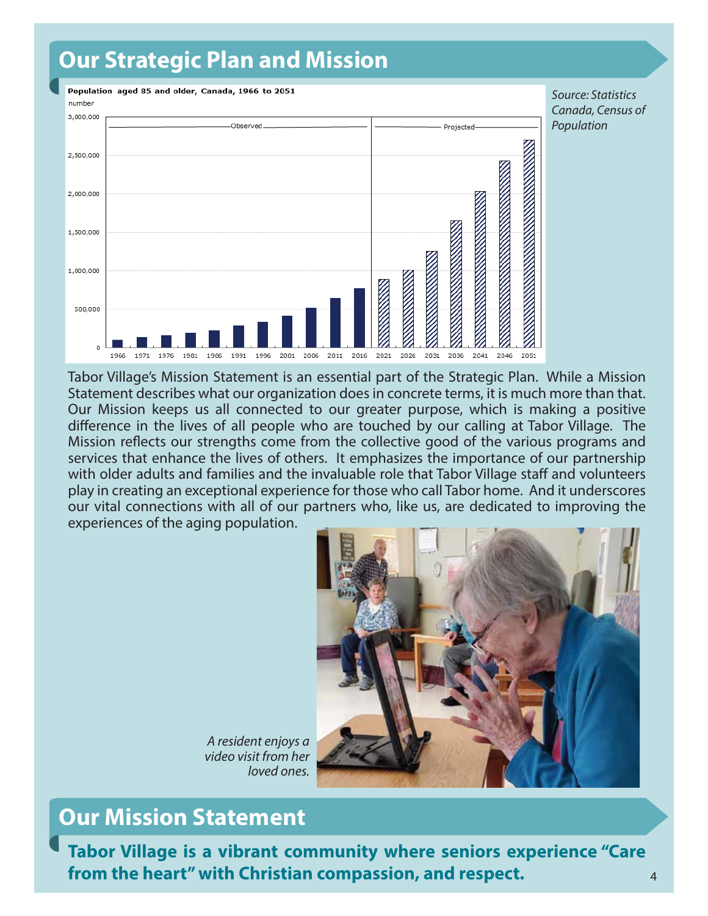## Our Strategic Plan and Mission

**Population aged 85 and older, Canada, 1966 to 2051**

*Source: Statistics Canada, Census of Population*

Tabor Village's Mission Statement is an essential part of the Strategic Plan. While a Mission Statement describes what our organization does in concrete terms, it is much more than that. Our Mission keeps us all connected to our greater purpose, which is making a positive difference in the lives of all people who are touched by our calling at Tabor Village. The Mission reflects our strengths come from the collective good of the various programs and services that enhance the lives of others. It emphasizes the importance of our partnership with older adults and families and the invaluable role that Tabor Village staff and volunteers play in creating an exceptional experience for those who call Tabor home. And it underscores our vital connections with all of our partners who, like us, are dedicated to improving the experiences of the aging population.

*A resident enjoys a video visit from her loved ones.*

## Our Mission Statement

**Tabor Village is a vibrant community where seniors experience "Care from the heart" with Christian compassion, and respect.**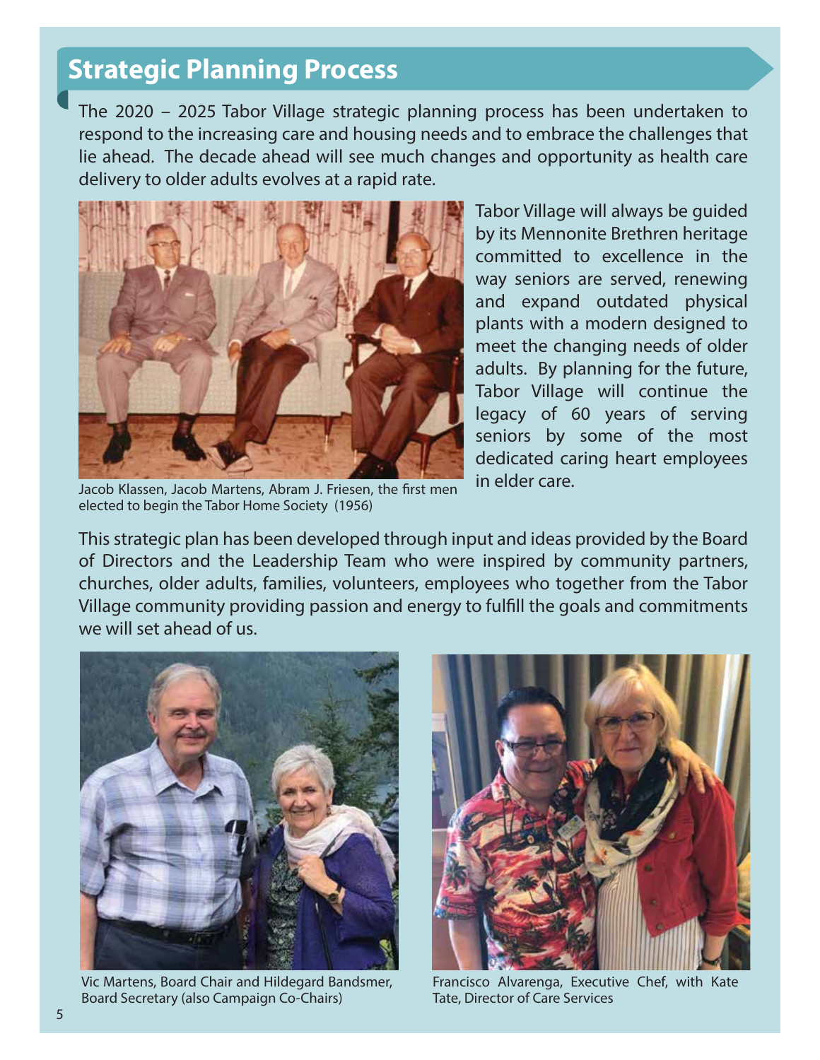## Strategic Planning Process

The 2020 – 2025 Tabor Village strategic planning process has been undertaken to respond to the increasing care and housing needs and to embrace the challenges that lie ahead. The decade ahead will see much changes and opportunity as health care delivery to older adults evolves at a rapid rate.

Jacob Klassen, Jacob Martens, Abram J. Friesen, the first men elected to begin the Tabor Home Society (1956)

Tabor Village will always be guided by its Mennonite Brethren heritage committed to excellence in the way seniors are served, renewing and expand outdated physical plants with a modern designed to meet the changing needs of older adults. By planning for the future, Tabor Village will continue the legacy of 60 years of serving seniors by some of the most dedicated caring heart employees in elder care.

This strategic plan has been developed through input and ideas provided by the Board of Directors and the Leadership Team who were inspired by community partners, churches, older adults, families, volunteers, employees who together from the Tabor Village community providing passion and energy to fulfill the goals and commitments we will set ahead of us.

Vic Martens, Board Chair and Hildegard Bandsmer, Board Secretary (also Campaign Co-Chairs)

Francisco Alvarenga, Executive Chef, with Kate Tate, Director of Care Services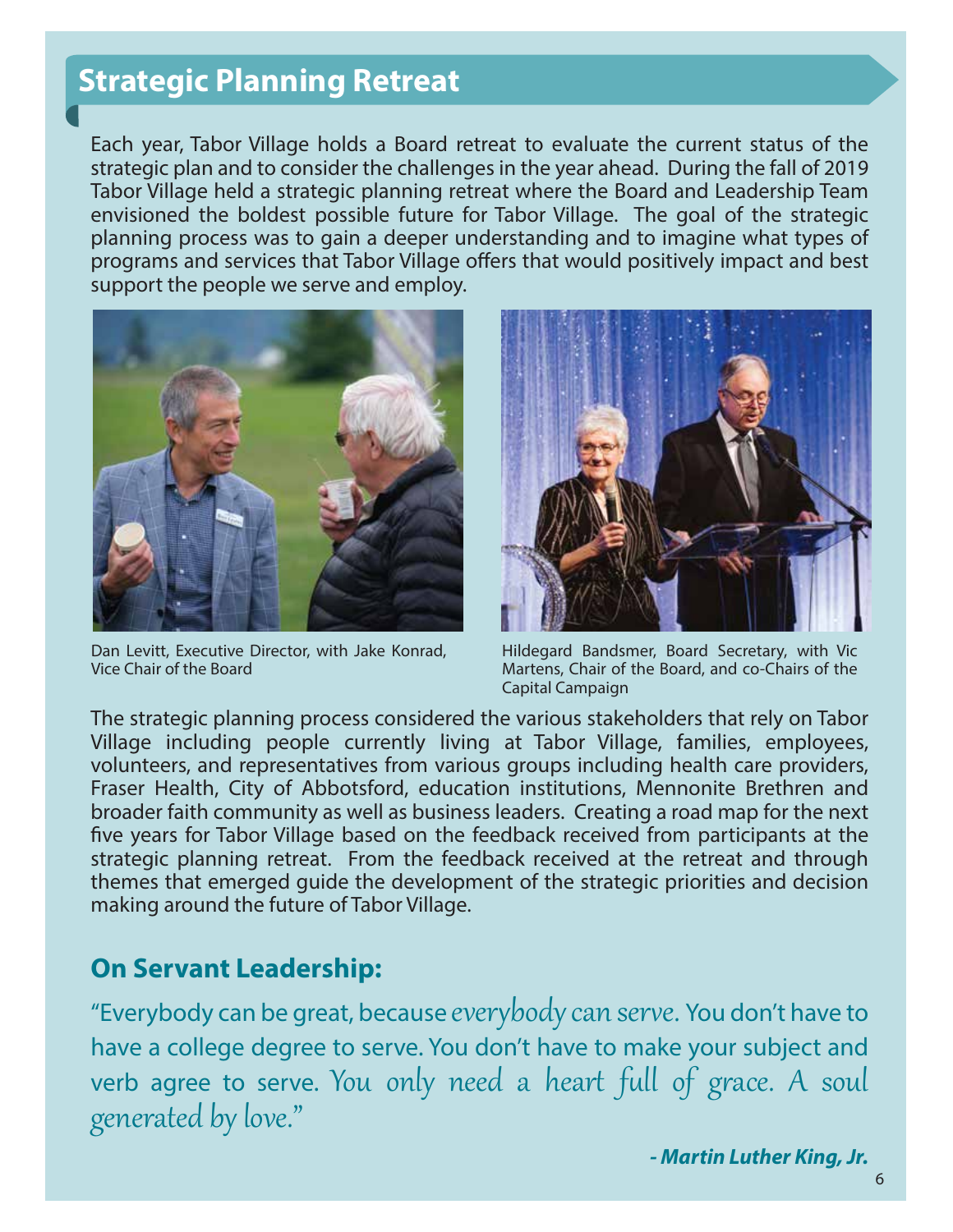## Strategic Planning Retreat

Each year, Tabor Village holds a Board retreat to evaluate the current status of the strategic plan and to consider the challenges in the year ahead. During the fall of 2019 Tabor Village held a strategic planning retreat where the Board and Leadership Team envisioned the boldest possible future for Tabor Village. The goal of the strategic planning process was to gain a deeper understanding and to imagine what types of programs and services that Tabor Village offers that would positively impact and best support the people we serve and employ.

Dan Levitt, Executive Director, with Jake Konrad, Vice Chair of the Board

Hildegard Bandsmer, Board Secretary, with Vic Martens, Chair of the Board, and co-Chairs of the Capital Campaign

The strategic planning process considered the various stakeholders that rely on Tabor Village including people currently living at Tabor Village, families, employees, volunteers, and representatives from various groups including health care providers, Fraser Health, City of Abbotsford, education institutions, Mennonite Brethren and broader faith community as well as business leaders. Creating a road map for the next five years for Tabor Village based on the feedback received from participants at the strategic planning retreat. From the feedback received at the retreat and through themes that emerged guide the development of the strategic priorities and decision making around the future of Tabor Village.

### On Servant Leadership:

"Everybody can be great, because *everybody can serve.* You don't have to have a college degree to serve. You don't have to make your subject and verb agree to serve. *You only need a heart full of grace. A soul generated by love.*"

***- Martin Luther King, Jr.***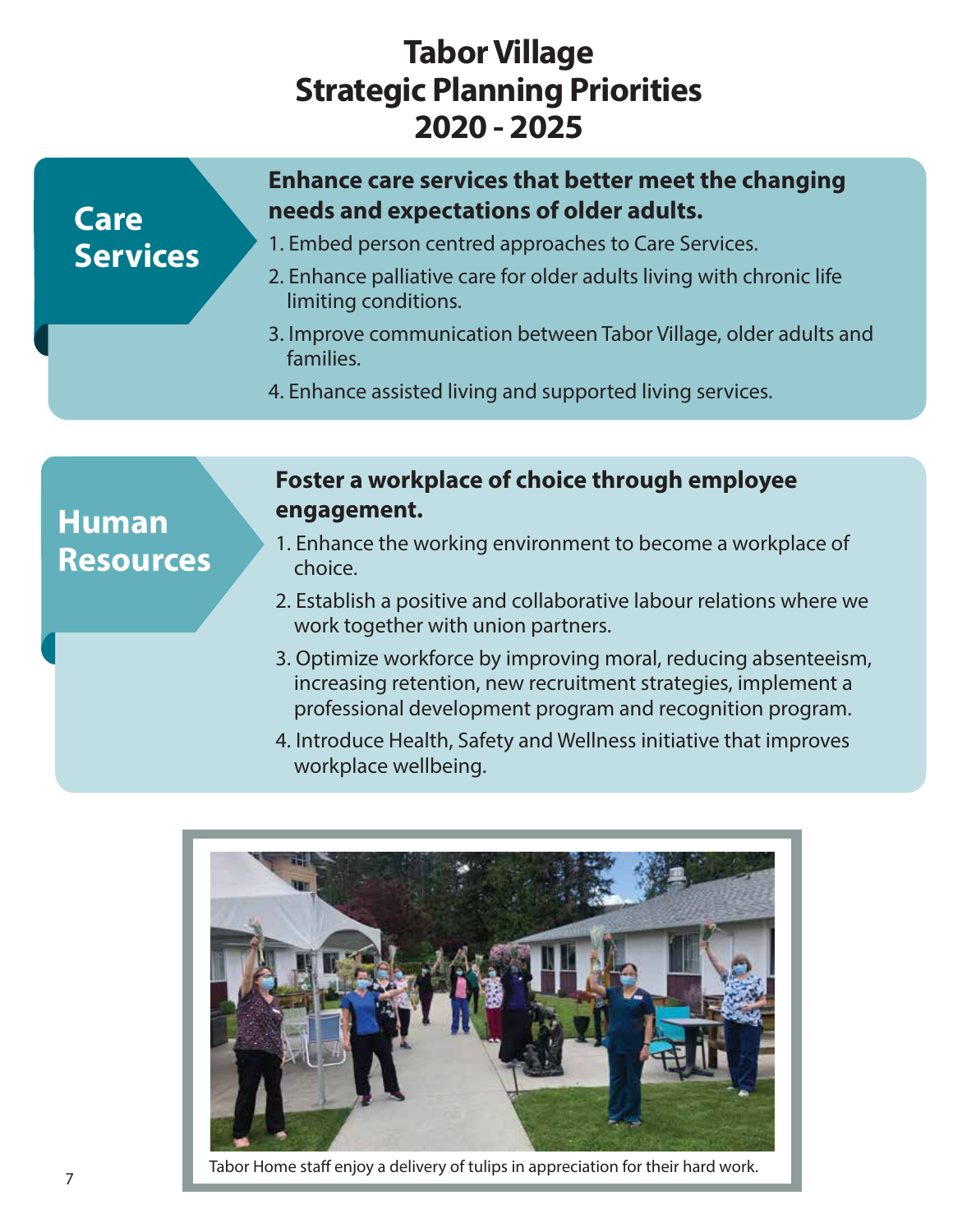# Tabor Village Strategic Planning Priorities 2020 - 2025

## Care Services

**Enhance care services that better meet the changing needs and expectations of older adults.**

1. Embed person centred approaches to Care Services.
2. Enhance palliative care for older adults living with chronic life limiting conditions.
3. Improve communication between Tabor Village, older adults and families.
4. Enhance assisted living and supported living services.

## Human Resources

**Foster a workplace of choice through employee engagement.**

1. Enhance the working environment to become a workplace of choice.
2. Establish a positive and collaborative labour relations where we work together with union partners.
3. Optimize workforce by improving moral, reducing absenteeism, increasing retention, new recruitment strategies, implement a professional development program and recognition program.
4. Introduce Health, Safety and Wellness initiative that improves workplace wellbeing.

Tabor Home staff enjoy a delivery of tulips in appreciation for their hard work.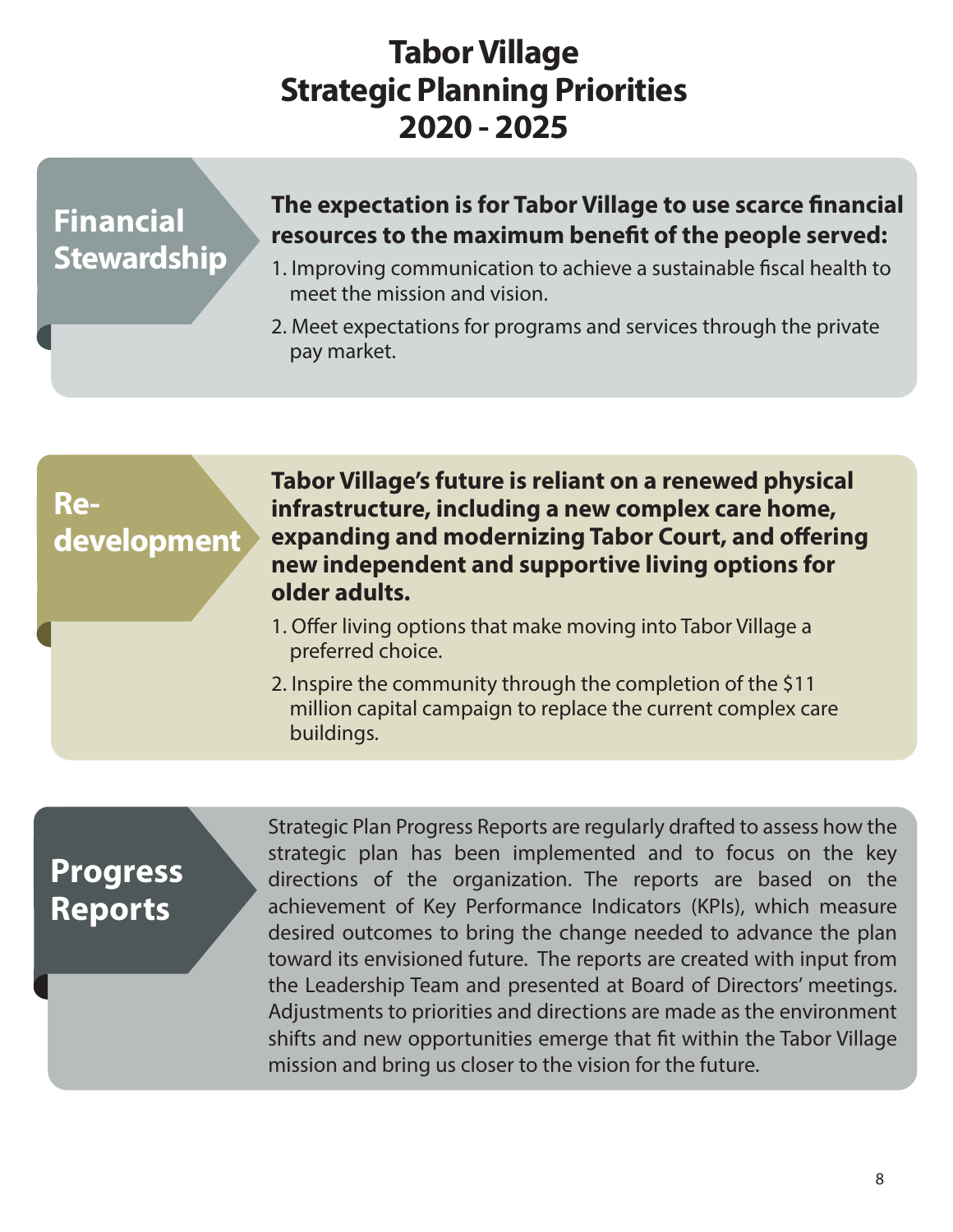# Tabor Village Strategic Planning Priorities 2020 - 2025

## Financial Stewardship

**The expectation is for Tabor Village to use scarce financial resources to the maximum benefit of the people served:**

1. Improving communication to achieve a sustainable fiscal health to meet the mission and vision.
2. Meet expectations for programs and services through the private pay market.

## Re-development

**Tabor Village's future is reliant on a renewed physical infrastructure, including a new complex care home, expanding and modernizing Tabor Court, and offering new independent and supportive living options for older adults.**

1. Offer living options that make moving into Tabor Village a preferred choice.
2. Inspire the community through the completion of the $11 million capital campaign to replace the current complex care buildings.

## Progress Reports

Strategic Plan Progress Reports are regularly drafted to assess how the strategic plan has been implemented and to focus on the key directions of the organization. The reports are based on the achievement of Key Performance Indicators (KPIs), which measure desired outcomes to bring the change needed to advance the plan toward its envisioned future. The reports are created with input from the Leadership Team and presented at Board of Directors' meetings. Adjustments to priorities and directions are made as the environment shifts and new opportunities emerge that fit within the Tabor Village mission and bring us closer to the vision for the future.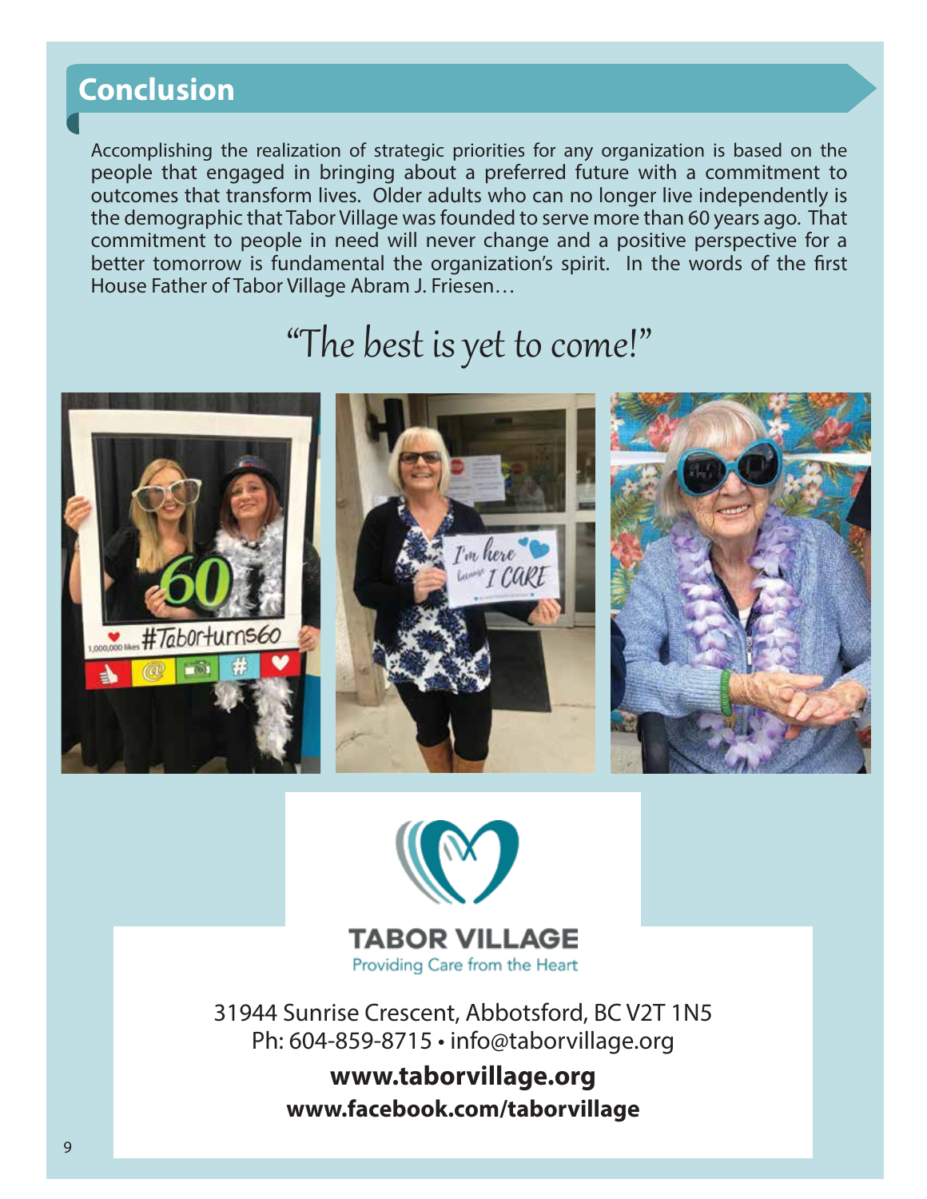## Conclusion

Accomplishing the realization of strategic priorities for any organization is based on the people that engaged in bringing about a preferred future with a commitment to outcomes that transform lives. Older adults who can no longer live independently is the demographic that Tabor Village was founded to serve more than 60 years ago. That commitment to people in need will never change and a positive perspective for a better tomorrow is fundamental the organization's spirit. In the words of the first House Father of Tabor Village Abram J. Friesen…

*"The best is yet to come!"*

**TABOR VILLAGE**

Providing Care from the Heart

31944 Sunrise Crescent, Abbotsford, BC V2T 1N5

Ph: 604-859-8715 • info@taborvillage.org

**www.taborvillage.org**

**www.facebook.com/taborvillage**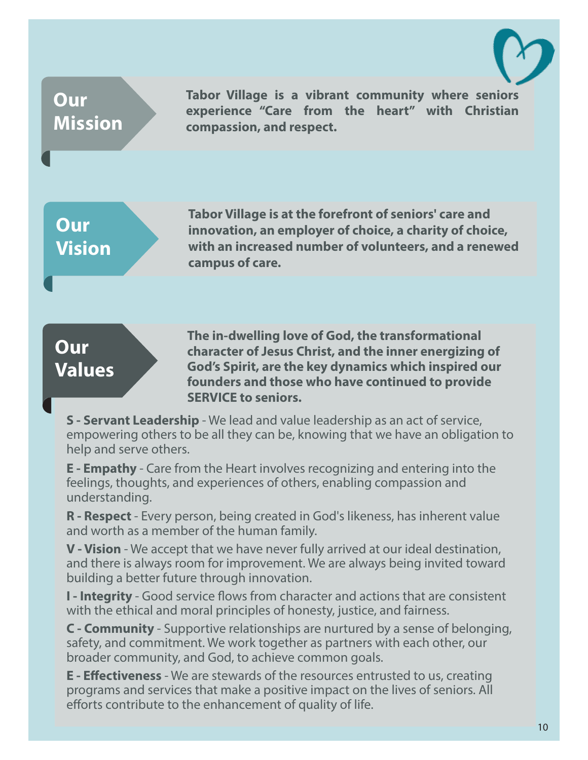## Our Mission

**Tabor Village is a vibrant community where seniors experience “Care from the heart” with Christian compassion, and respect.**

## Our Vision

**Tabor Village is at the forefront of seniors' care and innovation, an employer of choice, a charity of choice, with an increased number of volunteers, and a renewed campus of care.**

## Our Values

**The in-dwelling love of God, the transformational character of Jesus Christ, and the inner energizing of God’s Spirit, are the key dynamics which inspired our founders and those who have continued to provide SERVICE to seniors.**

**S - Servant Leadership** - We lead and value leadership as an act of service, empowering others to be all they can be, knowing that we have an obligation to help and serve others.

**E - Empathy** - Care from the Heart involves recognizing and entering into the feelings, thoughts, and experiences of others, enabling compassion and understanding.

**R - Respect** - Every person, being created in God's likeness, has inherent value and worth as a member of the human family.

**V - Vision** - We accept that we have never fully arrived at our ideal destination, and there is always room for improvement. We are always being invited toward building a better future through innovation.

**I - Integrity** - Good service flows from character and actions that are consistent with the ethical and moral principles of honesty, justice, and fairness.

**C - Community** - Supportive relationships are nurtured by a sense of belonging, safety, and commitment. We work together as partners with each other, our broader community, and God, to achieve common goals.

**E - Effectiveness** - We are stewards of the resources entrusted to us, creating programs and services that make a positive impact on the lives of seniors. All efforts contribute to the enhancement of quality of life.